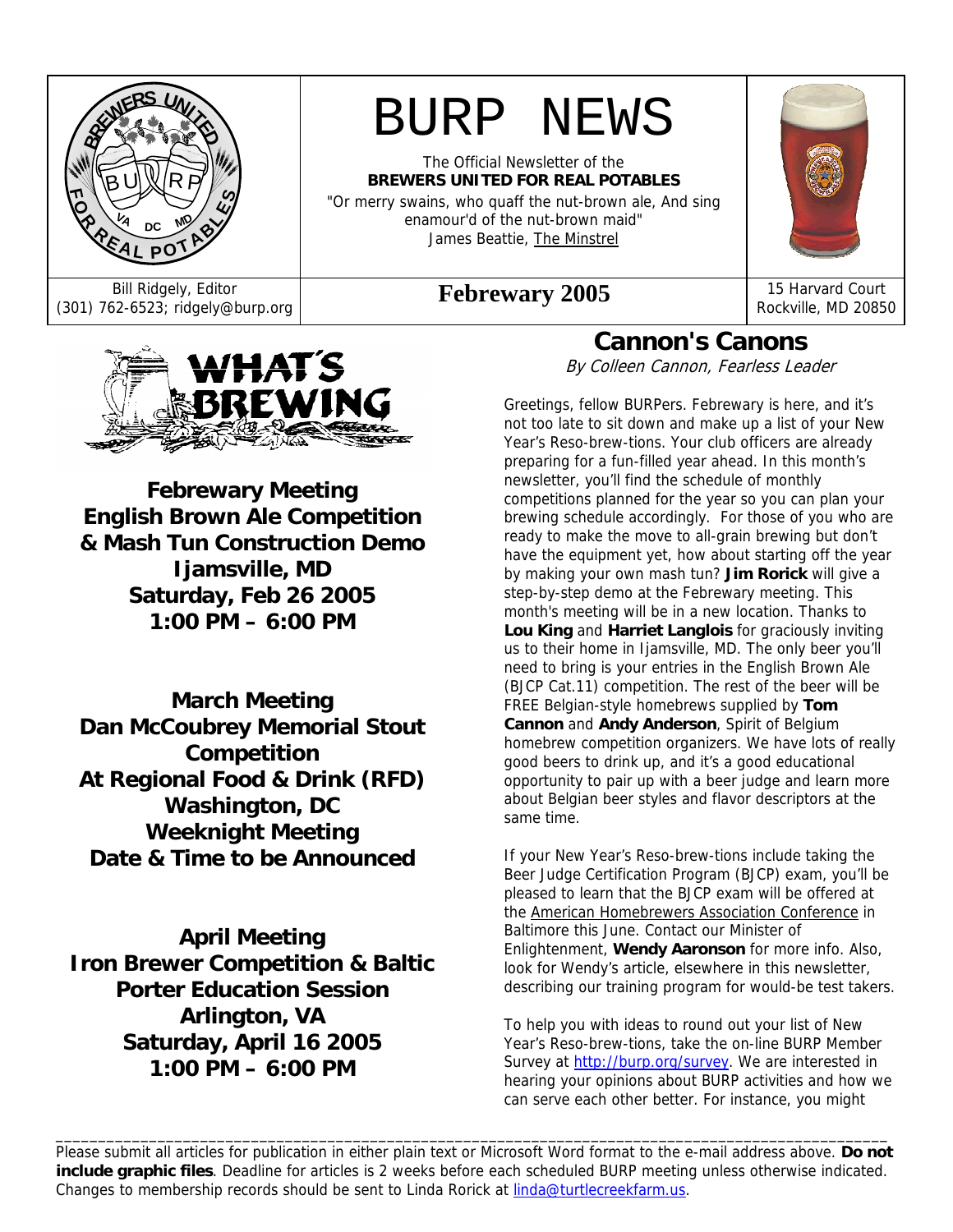# BURP NEWS

The Official Newsletter of the
**BREWERS UNITED FOR REAL POTABLES**

"Or merry swains, who quaff the nut-brown ale, And sing enamour'd of the nut-brown maid"
James Beattie, The Minstrel

Bill Ridgely, Editor
(301) 762-6523; ridgely@burp.org

**Febrewary 2005**

15 Harvard Court
Rockville, MD 20850

## WHAT'S BREWING

**Febrewary Meeting**
**English Brown Ale Competition**
**& Mash Tun Construction Demo**
**Ijamsville, MD**
**Saturday, Feb 26 2005**
**1:00 PM – 6:00 PM**

**March Meeting**
**Dan McCoubrey Memorial Stout Competition**
**At Regional Food & Drink (RFD)**
**Washington, DC**
**Weeknight Meeting**
**Date & Time to be Announced**

**April Meeting**
**Iron Brewer Competition & Baltic Porter Education Session**
**Arlington, VA**
**Saturday, April 16 2005**
**1:00 PM – 6:00 PM**

## Cannon's Canons

*By Colleen Cannon, Fearless Leader*

Greetings, fellow BURPers. Febrewary is here, and it's not too late to sit down and make up a list of your New Year's Reso-brew-tions. Your club officers are already preparing for a fun-filled year ahead. In this month's newsletter, you'll find the schedule of monthly competitions planned for the year so you can plan your brewing schedule accordingly. For those of you who are ready to make the move to all-grain brewing but don't have the equipment yet, how about starting off the year by making your own mash tun? **Jim Rorick** will give a step-by-step demo at the Febrewary meeting. This month's meeting will be in a new location. Thanks to **Lou King** and **Harriet Langlois** for graciously inviting us to their home in Ijamsville, MD. The only beer you'll need to bring is your entries in the English Brown Ale (BJCP Cat.11) competition. The rest of the beer will be FREE Belgian-style homebrews supplied by **Tom Cannon** and **Andy Anderson**, Spirit of Belgium homebrew competition organizers. We have lots of really good beers to drink up, and it's a good educational opportunity to pair up with a beer judge and learn more about Belgian beer styles and flavor descriptors at the same time.

If your New Year's Reso-brew-tions include taking the Beer Judge Certification Program (BJCP) exam, you'll be pleased to learn that the BJCP exam will be offered at the American Homebrewers Association Conference in Baltimore this June. Contact our Minister of Enlightenment, **Wendy Aaronson** for more info. Also, look for Wendy's article, elsewhere in this newsletter, describing our training program for would-be test takers.

To help you with ideas to round out your list of New Year's Reso-brew-tions, take the on-line BURP Member Survey at http://burp.org/survey. We are interested in hearing your opinions about BURP activities and how we can serve each other better. For instance, you might

---

Please submit all articles for publication in either plain text or Microsoft Word format to the e-mail address above. **Do not include graphic files**. Deadline for articles is 2 weeks before each scheduled BURP meeting unless otherwise indicated. Changes to membership records should be sent to Linda Rorick at linda@turtlecreekfarm.us.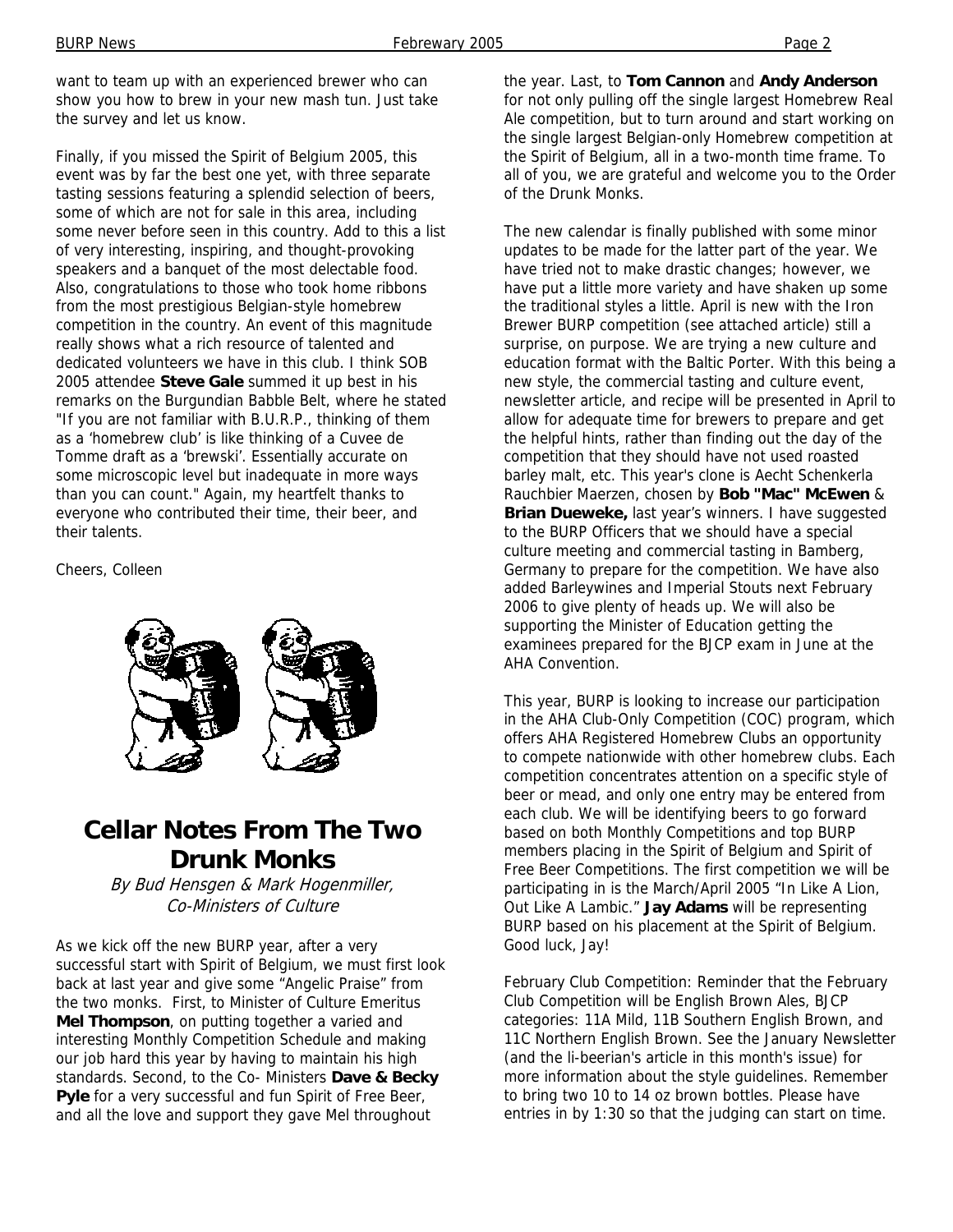want to team up with an experienced brewer who can show you how to brew in your new mash tun. Just take the survey and let us know.

Finally, if you missed the Spirit of Belgium 2005, this event was by far the best one yet, with three separate tasting sessions featuring a splendid selection of beers, some of which are not for sale in this area, including some never before seen in this country. Add to this a list of very interesting, inspiring, and thought-provoking speakers and a banquet of the most delectable food. Also, congratulations to those who took home ribbons from the most prestigious Belgian-style homebrew competition in the country. An event of this magnitude really shows what a rich resource of talented and dedicated volunteers we have in this club. I think SOB 2005 attendee **Steve Gale** summed it up best in his remarks on the Burgundian Babble Belt, where he stated "If you are not familiar with B.U.R.P., thinking of them as a 'homebrew club' is like thinking of a Cuvee de Tomme draft as a 'brewski'. Essentially accurate on some microscopic level but inadequate in more ways than you can count." Again, my heartfelt thanks to everyone who contributed their time, their beer, and their talents.

Cheers, Colleen

# Cellar Notes From The Two Drunk Monks

*By Bud Hensgen & Mark Hogenmiller, Co-Ministers of Culture*

As we kick off the new BURP year, after a very successful start with Spirit of Belgium, we must first look back at last year and give some "Angelic Praise" from the two monks. First, to Minister of Culture Emeritus **Mel Thompson**, on putting together a varied and interesting Monthly Competition Schedule and making our job hard this year by having to maintain his high standards. Second, to the Co- Ministers **Dave & Becky Pyle** for a very successful and fun Spirit of Free Beer, and all the love and support they gave Mel throughout the year. Last, to **Tom Cannon** and **Andy Anderson** for not only pulling off the single largest Homebrew Real Ale competition, but to turn around and start working on the single largest Belgian-only Homebrew competition at the Spirit of Belgium, all in a two-month time frame. To all of you, we are grateful and welcome you to the Order of the Drunk Monks.

The new calendar is finally published with some minor updates to be made for the latter part of the year. We have tried not to make drastic changes; however, we have put a little more variety and have shaken up some the traditional styles a little. April is new with the Iron Brewer BURP competition (see attached article) still a surprise, on purpose. We are trying a new culture and education format with the Baltic Porter. With this being a new style, the commercial tasting and culture event, newsletter article, and recipe will be presented in April to allow for adequate time for brewers to prepare and get the helpful hints, rather than finding out the day of the competition that they should have not used roasted barley malt, etc. This year's clone is Aecht Schenkerla Rauchbier Maerzen, chosen by **Bob "Mac" McEwen** & **Brian Dueweke,** last year's winners. I have suggested to the BURP Officers that we should have a special culture meeting and commercial tasting in Bamberg, Germany to prepare for the competition. We have also added Barleywines and Imperial Stouts next February 2006 to give plenty of heads up. We will also be supporting the Minister of Education getting the examinees prepared for the BJCP exam in June at the AHA Convention.

This year, BURP is looking to increase our participation in the AHA Club-Only Competition (COC) program, which offers AHA Registered Homebrew Clubs an opportunity to compete nationwide with other homebrew clubs. Each competition concentrates attention on a specific style of beer or mead, and only one entry may be entered from each club. We will be identifying beers to go forward based on both Monthly Competitions and top BURP members placing in the Spirit of Belgium and Spirit of Free Beer Competitions. The first competition we will be participating in is the March/April 2005 "In Like A Lion, Out Like A Lambic." **Jay Adams** will be representing BURP based on his placement at the Spirit of Belgium. Good luck, Jay!

February Club Competition: Reminder that the February Club Competition will be English Brown Ales, BJCP categories: 11A Mild, 11B Southern English Brown, and 11C Northern English Brown. See the January Newsletter (and the li-beerian's article in this month's issue) for more information about the style guidelines. Remember to bring two 10 to 14 oz brown bottles. Please have entries in by 1:30 so that the judging can start on time.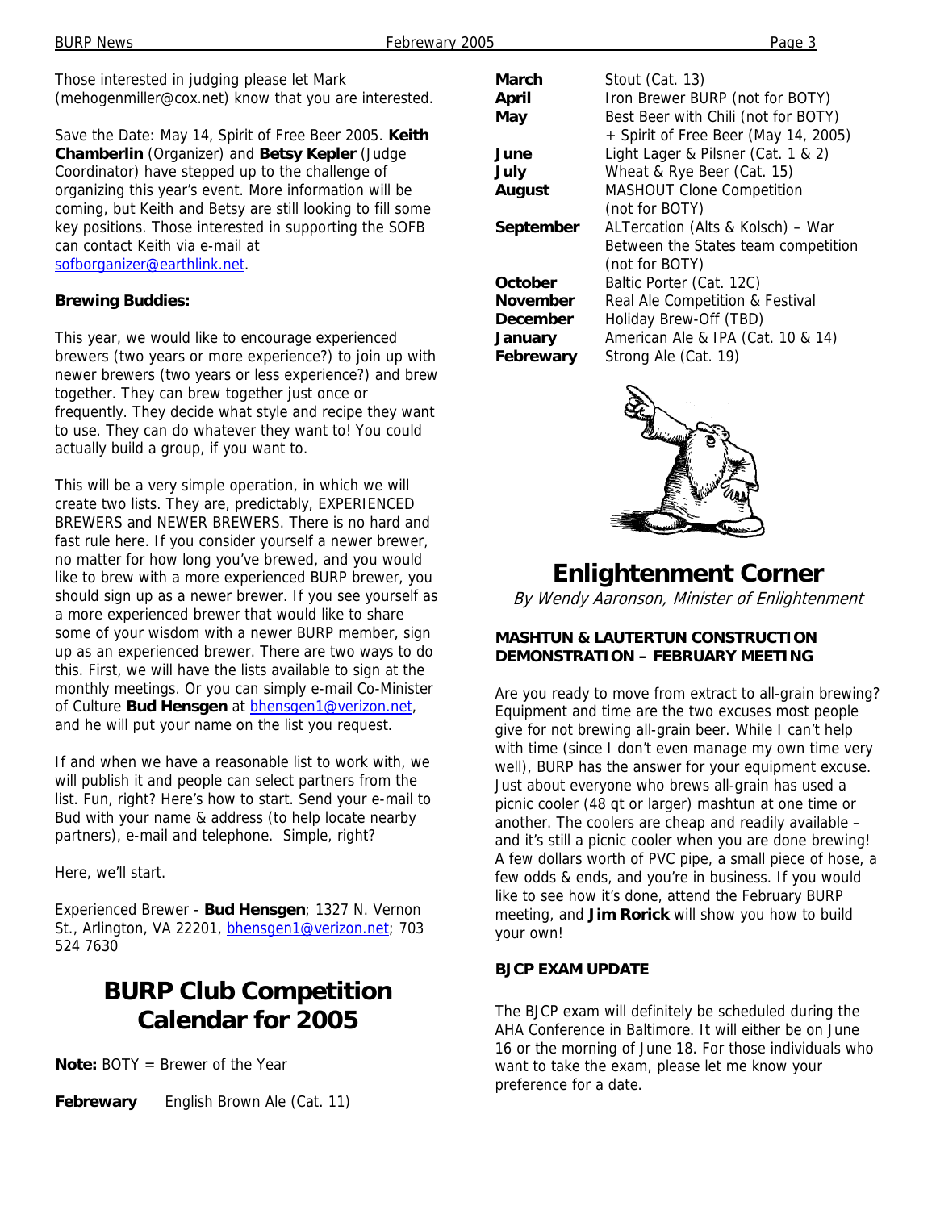Those interested in judging please let Mark (mehogenmiller@cox.net) know that you are interested.

Save the Date: May 14, Spirit of Free Beer 2005. **Keith Chamberlin** (Organizer) and **Betsy Kepler** (Judge Coordinator) have stepped up to the challenge of organizing this year's event. More information will be coming, but Keith and Betsy are still looking to fill some key positions. Those interested in supporting the SOFB can contact Keith via e-mail at sofborganizer@earthlink.net.

**Brewing Buddies:**

This year, we would like to encourage experienced brewers (two years or more experience?) to join up with newer brewers (two years or less experience?) and brew together. They can brew together just once or frequently. They decide what style and recipe they want to use. They can do whatever they want to! You could actually build a group, if you want to.

This will be a very simple operation, in which we will create two lists. They are, predictably, EXPERIENCED BREWERS and NEWER BREWERS. There is no hard and fast rule here. If you consider yourself a newer brewer, no matter for how long you've brewed, and you would like to brew with a more experienced BURP brewer, you should sign up as a newer brewer. If you see yourself as a more experienced brewer that would like to share some of your wisdom with a newer BURP member, sign up as an experienced brewer. There are two ways to do this. First, we will have the lists available to sign at the monthly meetings. Or you can simply e-mail Co-Minister of Culture **Bud Hensgen** at bhensgen1@verizon.net, and he will put your name on the list you request.

If and when we have a reasonable list to work with, we will publish it and people can select partners from the list. Fun, right? Here's how to start. Send your e-mail to Bud with your name & address (to help locate nearby partners), e-mail and telephone. Simple, right?

Here, we'll start.

Experienced Brewer - **Bud Hensgen**; 1327 N. Vernon St., Arlington, VA 22201, bhensgen1@verizon.net; 703 524 7630

# BURP Club Competition Calendar for 2005

**Note:** BOTY = Brewer of the Year

| | |
|---|---|
| **Febrewary** | English Brown Ale (Cat. 11) |
| **March** | Stout (Cat. 13) |
| **April** | Iron Brewer BURP (not for BOTY) |
| **May** | Best Beer with Chili (not for BOTY) + Spirit of Free Beer (May 14, 2005) |
| **June** | Light Lager & Pilsner (Cat. 1 & 2) |
| **July** | Wheat & Rye Beer (Cat. 15) |
| **August** | MASHOUT Clone Competition (not for BOTY) |
| **September** | ALTercation (Alts & Kolsch) – War Between the States team competition (not for BOTY) |
| **October** | Baltic Porter (Cat. 12C) |
| **November** | Real Ale Competition & Festival |
| **December** | Holiday Brew-Off (TBD) |
| **January** | American Ale & IPA (Cat. 10 & 14) |
| **Febrewary** | Strong Ale (Cat. 19) |

# Enlightenment Corner

*By Wendy Aaronson, Minister of Enlightenment*

**MASHTUN & LAUTERTUN CONSTRUCTION DEMONSTRATION – FEBRUARY MEETING**

Are you ready to move from extract to all-grain brewing? Equipment and time are the two excuses most people give for not brewing all-grain beer. While I can't help with time (since I don't even manage my own time very well), BURP has the answer for your equipment excuse. Just about everyone who brews all-grain has used a picnic cooler (48 qt or larger) mashtun at one time or another. The coolers are cheap and readily available – and it's still a picnic cooler when you are done brewing! A few dollars worth of PVC pipe, a small piece of hose, a few odds & ends, and you're in business. If you would like to see how it's done, attend the February BURP meeting, and **Jim Rorick** will show you how to build your own!

**BJCP EXAM UPDATE**

The BJCP exam will definitely be scheduled during the AHA Conference in Baltimore. It will either be on June 16 or the morning of June 18. For those individuals who want to take the exam, please let me know your preference for a date.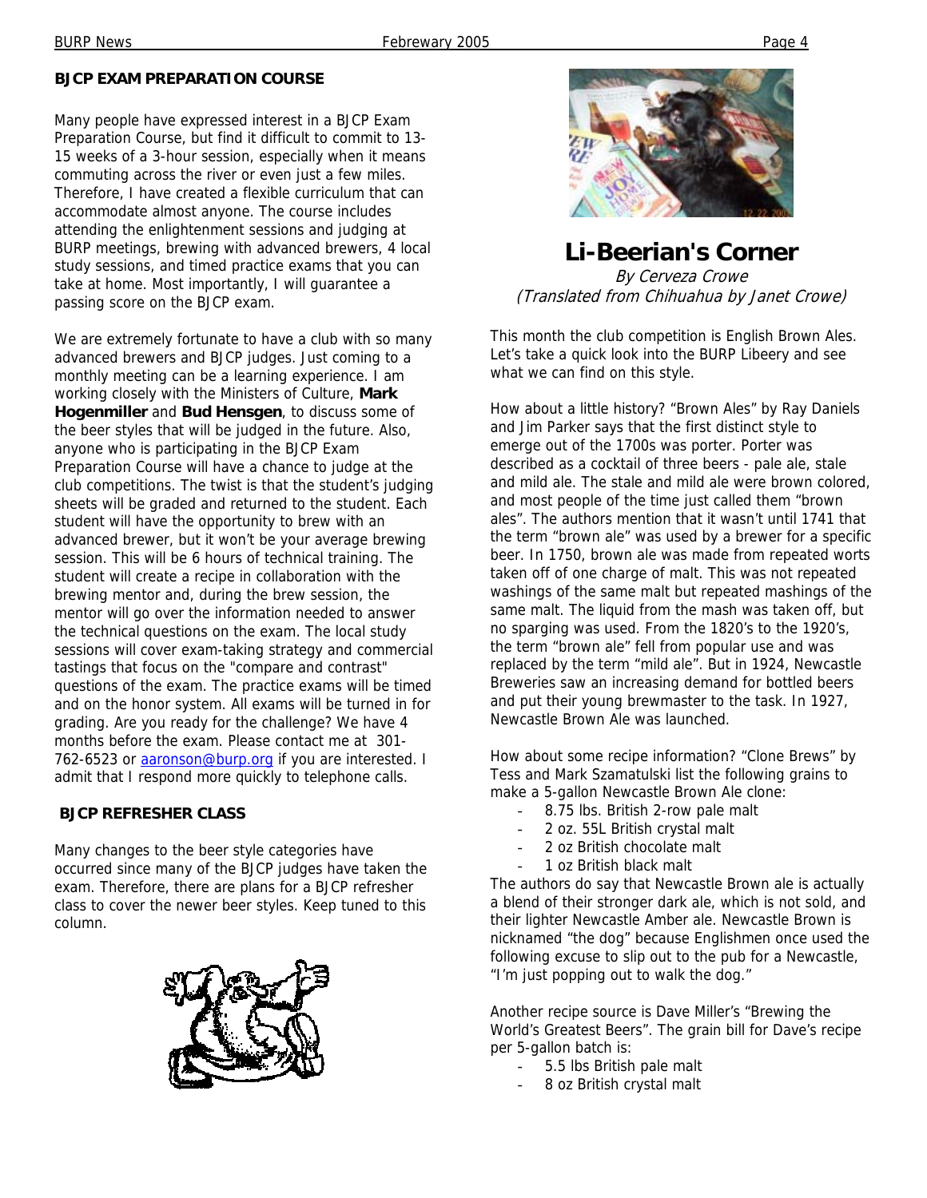## BJCP EXAM PREPARATION COURSE

Many people have expressed interest in a BJCP Exam Preparation Course, but find it difficult to commit to 13-15 weeks of a 3-hour session, especially when it means commuting across the river or even just a few miles. Therefore, I have created a flexible curriculum that can accommodate almost anyone. The course includes attending the enlightenment sessions and judging at BURP meetings, brewing with advanced brewers, 4 local study sessions, and timed practice exams that you can take at home. Most importantly, I will guarantee a passing score on the BJCP exam.

We are extremely fortunate to have a club with so many advanced brewers and BJCP judges. Just coming to a monthly meeting can be a learning experience. I am working closely with the Ministers of Culture, **Mark Hogenmiller** and **Bud Hensgen**, to discuss some of the beer styles that will be judged in the future. Also, anyone who is participating in the BJCP Exam Preparation Course will have a chance to judge at the club competitions. The twist is that the student's judging sheets will be graded and returned to the student. Each student will have the opportunity to brew with an advanced brewer, but it won't be your average brewing session. This will be 6 hours of technical training. The student will create a recipe in collaboration with the brewing mentor and, during the brew session, the mentor will go over the information needed to answer the technical questions on the exam. The local study sessions will cover exam-taking strategy and commercial tastings that focus on the "compare and contrast" questions of the exam. The practice exams will be timed and on the honor system. All exams will be turned in for grading. Are you ready for the challenge? We have 4 months before the exam. Please contact me at 301-762-6523 or aaronson@burp.org if you are interested. I admit that I respond more quickly to telephone calls.

## BJCP REFRESHER CLASS

Many changes to the beer style categories have occurred since many of the BJCP judges have taken the exam. Therefore, there are plans for a BJCP refresher class to cover the newer beer styles. Keep tuned to this column.

# Li-Beerian's Corner

*By Cerveza Crowe*
*(Translated from Chihuahua by Janet Crowe)*

This month the club competition is English Brown Ales. Let's take a quick look into the BURP Libeery and see what we can find on this style.

How about a little history? "Brown Ales" by Ray Daniels and Jim Parker says that the first distinct style to emerge out of the 1700s was porter. Porter was described as a cocktail of three beers - pale ale, stale and mild ale. The stale and mild ale were brown colored, and most people of the time just called them "brown ales". The authors mention that it wasn't until 1741 that the term "brown ale" was used by a brewer for a specific beer. In 1750, brown ale was made from repeated worts taken off of one charge of malt. This was not repeated washings of the same malt but repeated mashings of the same malt. The liquid from the mash was taken off, but no sparging was used. From the 1820's to the 1920's, the term "brown ale" fell from popular use and was replaced by the term "mild ale". But in 1924, Newcastle Breweries saw an increasing demand for bottled beers and put their young brewmaster to the task. In 1927, Newcastle Brown Ale was launched.

How about some recipe information? "Clone Brews" by Tess and Mark Szamatulski list the following grains to make a 5-gallon Newcastle Brown Ale clone:

- 8.75 lbs. British 2-row pale malt
- 2 oz. 55L British crystal malt
- 2 oz British chocolate malt
- 1 oz British black malt

The authors do say that Newcastle Brown ale is actually a blend of their stronger dark ale, which is not sold, and their lighter Newcastle Amber ale. Newcastle Brown is nicknamed "the dog" because Englishmen once used the following excuse to slip out to the pub for a Newcastle, "I'm just popping out to walk the dog."

Another recipe source is Dave Miller's "Brewing the World's Greatest Beers". The grain bill for Dave's recipe per 5-gallon batch is:

- 5.5 lbs British pale malt
- 8 oz British crystal malt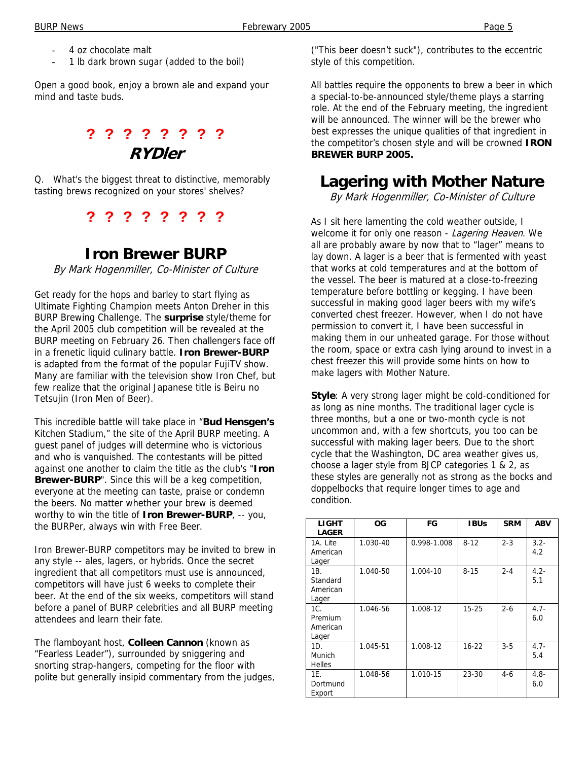- 4 oz chocolate malt
- 1 lb dark brown sugar (added to the boil)

Open a good book, enjoy a brown ale and expand your mind and taste buds.

**? ? ? ? ? ? ? ?**

## RYDler

Q. What's the biggest threat to distinctive, memorably tasting brews recognized on your stores' shelves?

**? ? ? ? ? ? ? ?**

# Iron Brewer BURP

*By Mark Hogenmiller, Co-Minister of Culture*

Get ready for the hops and barley to start flying as Ultimate Fighting Champion meets Anton Dreher in this BURP Brewing Challenge. The **surprise** style/theme for the April 2005 club competition will be revealed at the BURP meeting on February 26. Then challengers face off in a frenetic liquid culinary battle. **Iron Brewer-BURP** is adapted from the format of the popular FujiTV show. Many are familiar with the television show Iron Chef, but few realize that the original Japanese title is Beiru no Tetsujin (Iron Men of Beer).

This incredible battle will take place in "**Bud Hensgen's** Kitchen Stadium," the site of the April BURP meeting. A guest panel of judges will determine who is victorious and who is vanquished. The contestants will be pitted against one another to claim the title as the club's "**Iron Brewer-BURP**". Since this will be a keg competition, everyone at the meeting can taste, praise or condemn the beers. No matter whether your brew is deemed worthy to win the title of **Iron Brewer-BURP**, -- you, the BURPer, always win with Free Beer.

Iron Brewer-BURP competitors may be invited to brew in any style -- ales, lagers, or hybrids. Once the secret ingredient that all competitors must use is announced, competitors will have just 6 weeks to complete their beer. At the end of the six weeks, competitors will stand before a panel of BURP celebrities and all BURP meeting attendees and learn their fate.

The flamboyant host, **Colleen Cannon** (known as "Fearless Leader"), surrounded by sniggering and snorting strap-hangers, competing for the floor with polite but generally insipid commentary from the judges, ("This beer doesn't suck"), contributes to the eccentric style of this competition.

All battles require the opponents to brew a beer in which a special-to-be-announced style/theme plays a starring role. At the end of the February meeting, the ingredient will be announced. The winner will be the brewer who best expresses the unique qualities of that ingredient in the competitor's chosen style and will be crowned **IRON BREWER BURP 2005.**

# Lagering with Mother Nature

*By Mark Hogenmiller, Co-Minister of Culture*

As I sit here lamenting the cold weather outside, I welcome it for only one reason - *Lagering Heaven*. We all are probably aware by now that to "lager" means to lay down. A lager is a beer that is fermented with yeast that works at cold temperatures and at the bottom of the vessel. The beer is matured at a close-to-freezing temperature before bottling or kegging. I have been successful in making good lager beers with my wife's converted chest freezer. However, when I do not have permission to convert it, I have been successful in making them in our unheated garage. For those without the room, space or extra cash lying around to invest in a chest freezer this will provide some hints on how to make lagers with Mother Nature.

**Style**: A very strong lager might be cold-conditioned for as long as nine months. The traditional lager cycle is three months, but a one or two-month cycle is not uncommon and, with a few shortcuts, you too can be successful with making lager beers. Due to the short cycle that the Washington, DC area weather gives us, choose a lager style from BJCP categories 1 & 2, as these styles are generally not as strong as the bocks and doppelbocks that require longer times to age and condition.

| LIGHT LAGER | OG | FG | IBUs | SRM | ABV |
|---|---|---|---|---|---|
| 1A. Lite American Lager | 1.030-40 | 0.998-1.008 | 8-12 | 2-3 | 3.2-4.2 |
| 1B. Standard American Lager | 1.040-50 | 1.004-10 | 8-15 | 2-4 | 4.2-5.1 |
| 1C. Premium American Lager | 1.046-56 | 1.008-12 | 15-25 | 2-6 | 4.7-6.0 |
| 1D. Munich Helles | 1.045-51 | 1.008-12 | 16-22 | 3-5 | 4.7-5.4 |
| 1E. Dortmund Export | 1.048-56 | 1.010-15 | 23-30 | 4-6 | 4.8-6.0 |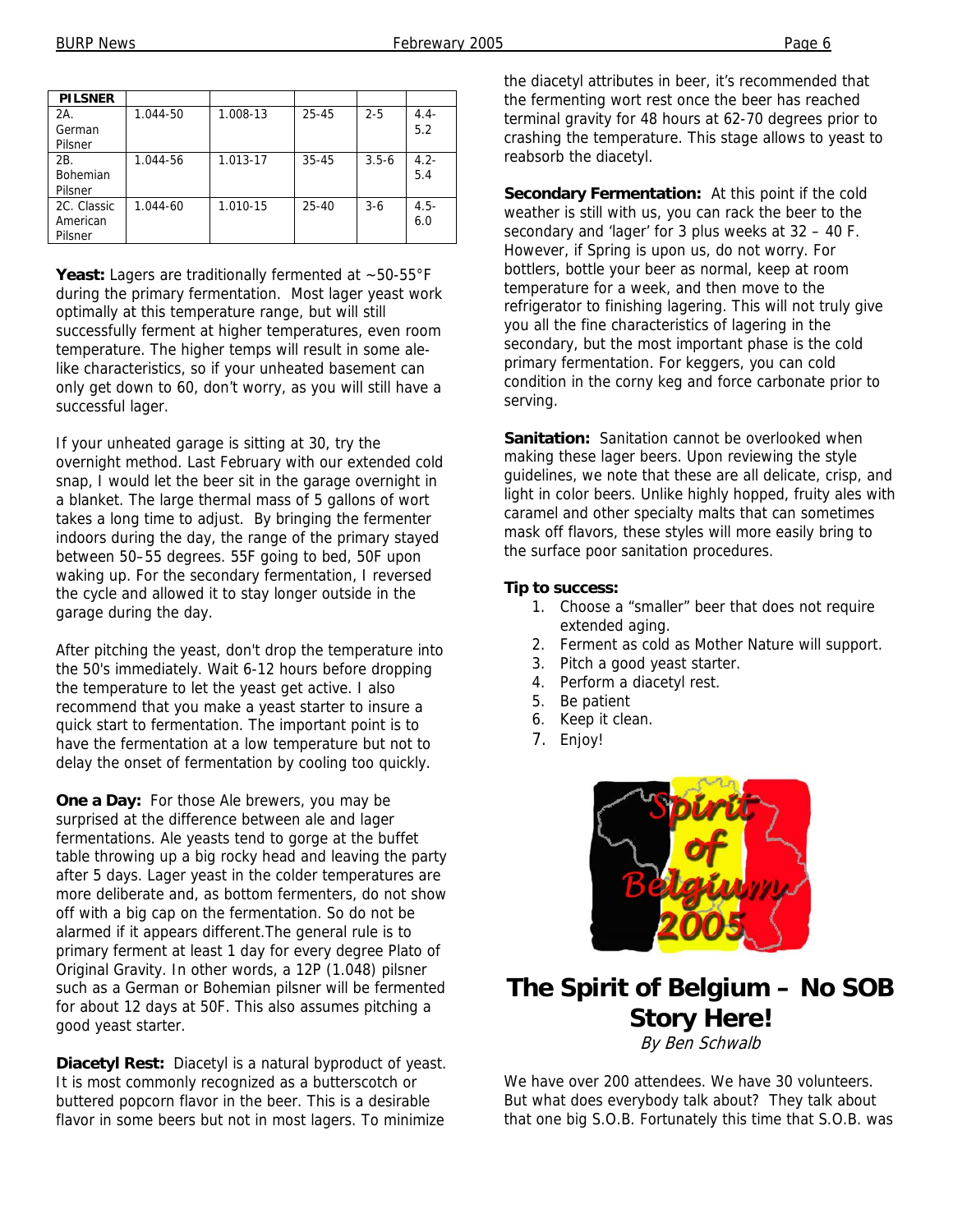| PILSNER | | | | | |
|---|---|---|---|---|---|
| 2A. German Pilsner | 1.044-50 | 1.008-13 | 25-45 | 2-5 | 4.4-5.2 |
| 2B. Bohemian Pilsner | 1.044-56 | 1.013-17 | 35-45 | 3.5-6 | 4.2-5.4 |
| 2C. Classic American Pilsner | 1.044-60 | 1.010-15 | 25-40 | 3-6 | 4.5-6.0 |

**Yeast:** Lagers are traditionally fermented at ~50-55°F during the primary fermentation. Most lager yeast work optimally at this temperature range, but will still successfully ferment at higher temperatures, even room temperature. The higher temps will result in some ale-like characteristics, so if your unheated basement can only get down to 60, don't worry, as you will still have a successful lager.

If your unheated garage is sitting at 30, try the overnight method. Last February with our extended cold snap, I would let the beer sit in the garage overnight in a blanket. The large thermal mass of 5 gallons of wort takes a long time to adjust. By bringing the fermenter indoors during the day, the range of the primary stayed between 50–55 degrees. 55F going to bed, 50F upon waking up. For the secondary fermentation, I reversed the cycle and allowed it to stay longer outside in the garage during the day.

After pitching the yeast, don't drop the temperature into the 50's immediately. Wait 6-12 hours before dropping the temperature to let the yeast get active. I also recommend that you make a yeast starter to insure a quick start to fermentation. The important point is to have the fermentation at a low temperature but not to delay the onset of fermentation by cooling too quickly.

**One a Day:** For those Ale brewers, you may be surprised at the difference between ale and lager fermentations. Ale yeasts tend to gorge at the buffet table throwing up a big rocky head and leaving the party after 5 days. Lager yeast in the colder temperatures are more deliberate and, as bottom fermenters, do not show off with a big cap on the fermentation. So do not be alarmed if it appears different.The general rule is to primary ferment at least 1 day for every degree Plato of Original Gravity. In other words, a 12P (1.048) pilsner such as a German or Bohemian pilsner will be fermented for about 12 days at 50F. This also assumes pitching a good yeast starter.

**Diacetyl Rest:** Diacetyl is a natural byproduct of yeast. It is most commonly recognized as a butterscotch or buttered popcorn flavor in the beer. This is a desirable flavor in some beers but not in most lagers. To minimize the diacetyl attributes in beer, it's recommended that the fermenting wort rest once the beer has reached terminal gravity for 48 hours at 62-70 degrees prior to crashing the temperature. This stage allows to yeast to reabsorb the diacetyl.

**Secondary Fermentation:** At this point if the cold weather is still with us, you can rack the beer to the secondary and 'lager' for 3 plus weeks at 32 – 40 F. However, if Spring is upon us, do not worry. For bottlers, bottle your beer as normal, keep at room temperature for a week, and then move to the refrigerator to finishing lagering. This will not truly give you all the fine characteristics of lagering in the secondary, but the most important phase is the cold primary fermentation. For keggers, you can cold condition in the corny keg and force carbonate prior to serving.

**Sanitation:** Sanitation cannot be overlooked when making these lager beers. Upon reviewing the style guidelines, we note that these are all delicate, crisp, and light in color beers. Unlike highly hopped, fruity ales with caramel and other specialty malts that can sometimes mask off flavors, these styles will more easily bring to the surface poor sanitation procedures.

**Tip to success:**

1. Choose a "smaller" beer that does not require extended aging.
2. Ferment as cold as Mother Nature will support.
3. Pitch a good yeast starter.
4. Perform a diacetyl rest.
5. Be patient
6. Keep it clean.
7. Enjoy!

# The Spirit of Belgium – No SOB Story Here!

*By Ben Schwalb*

We have over 200 attendees. We have 30 volunteers. But what does everybody talk about? They talk about that one big S.O.B. Fortunately this time that S.O.B. was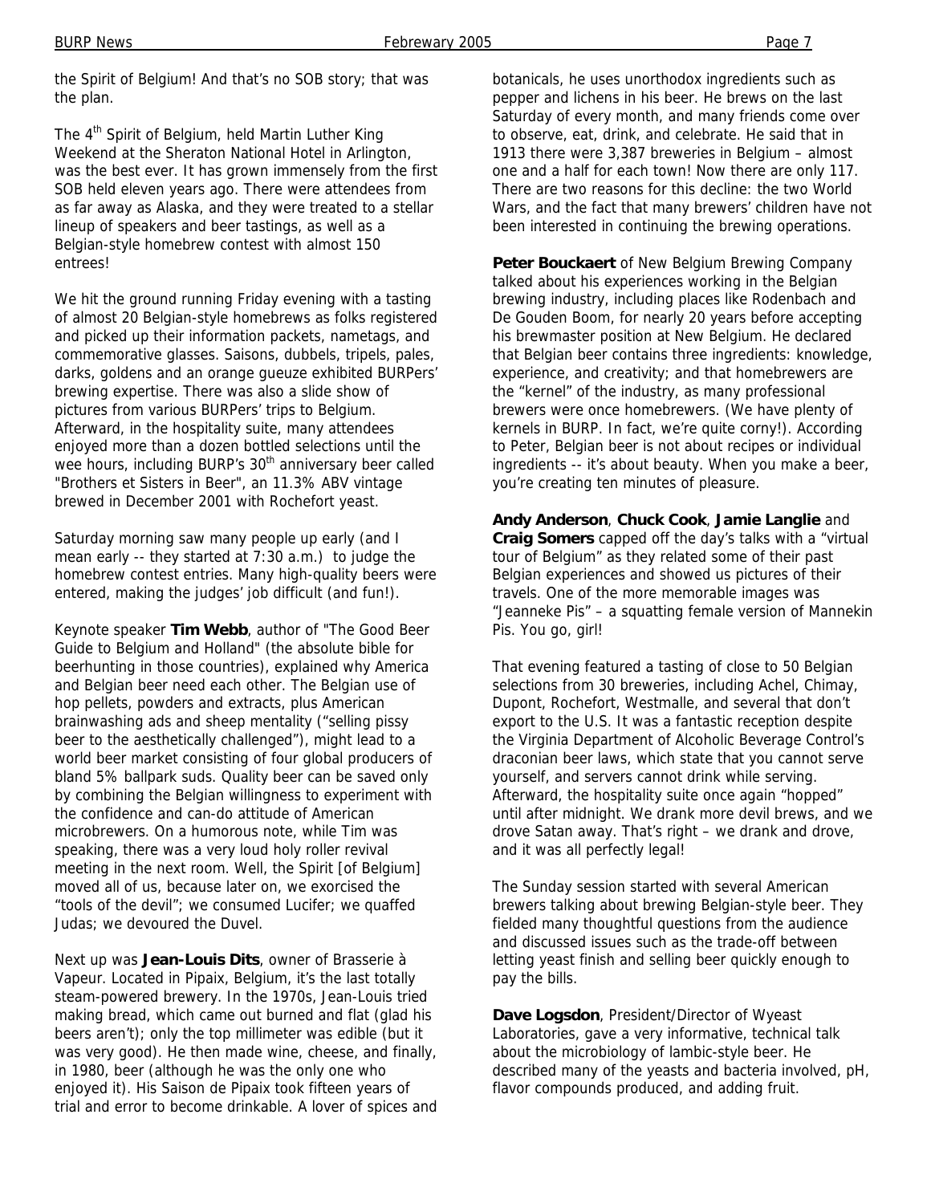the Spirit of Belgium! And that's no SOB story; that was the plan.

The 4th Spirit of Belgium, held Martin Luther King Weekend at the Sheraton National Hotel in Arlington, was the best ever. It has grown immensely from the first SOB held eleven years ago. There were attendees from as far away as Alaska, and they were treated to a stellar lineup of speakers and beer tastings, as well as a Belgian-style homebrew contest with almost 150 entrees!

We hit the ground running Friday evening with a tasting of almost 20 Belgian-style homebrews as folks registered and picked up their information packets, nametags, and commemorative glasses. Saisons, dubbels, tripels, pales, darks, goldens and an orange gueuze exhibited BURPers' brewing expertise. There was also a slide show of pictures from various BURPers' trips to Belgium. Afterward, in the hospitality suite, many attendees enjoyed more than a dozen bottled selections until the wee hours, including BURP's 30th anniversary beer called "Brothers et Sisters in Beer", an 11.3% ABV vintage brewed in December 2001 with Rochefort yeast.

Saturday morning saw many people up early (and I mean early -- they started at 7:30 a.m.) to judge the homebrew contest entries. Many high-quality beers were entered, making the judges' job difficult (and fun!).

Keynote speaker **Tim Webb**, author of "The Good Beer Guide to Belgium and Holland" (the absolute bible for beerhunting in those countries), explained why America and Belgian beer need each other. The Belgian use of hop pellets, powders and extracts, plus American brainwashing ads and sheep mentality ("selling pissy beer to the aesthetically challenged"), might lead to a world beer market consisting of four global producers of bland 5% ballpark suds. Quality beer can be saved only by combining the Belgian willingness to experiment with the confidence and can-do attitude of American microbrewers. On a humorous note, while Tim was speaking, there was a very loud holy roller revival meeting in the next room. Well, the Spirit [of Belgium] moved all of us, because later on, we exorcised the "tools of the devil"; we consumed Lucifer; we quaffed Judas; we devoured the Duvel.

Next up was **Jean-Louis Dits**, owner of Brasserie à Vapeur. Located in Pipaix, Belgium, it's the last totally steam-powered brewery. In the 1970s, Jean-Louis tried making bread, which came out burned and flat (glad his beers aren't); only the top millimeter was edible (but it was very good). He then made wine, cheese, and finally, in 1980, beer (although he was the only one who enjoyed it). His Saison de Pipaix took fifteen years of trial and error to become drinkable. A lover of spices and botanicals, he uses unorthodox ingredients such as pepper and lichens in his beer. He brews on the last Saturday of every month, and many friends come over to observe, eat, drink, and celebrate. He said that in 1913 there were 3,387 breweries in Belgium – almost one and a half for each town! Now there are only 117. There are two reasons for this decline: the two World Wars, and the fact that many brewers' children have not been interested in continuing the brewing operations.

**Peter Bouckaert** of New Belgium Brewing Company talked about his experiences working in the Belgian brewing industry, including places like Rodenbach and De Gouden Boom, for nearly 20 years before accepting his brewmaster position at New Belgium. He declared that Belgian beer contains three ingredients: knowledge, experience, and creativity; and that homebrewers are the "kernel" of the industry, as many professional brewers were once homebrewers. (We have plenty of kernels in BURP. In fact, we're quite corny!). According to Peter, Belgian beer is not about recipes or individual ingredients -- it's about beauty. When you make a beer, you're creating ten minutes of pleasure.

**Andy Anderson**, **Chuck Cook**, **Jamie Langlie** and **Craig Somers** capped off the day's talks with a "virtual tour of Belgium" as they related some of their past Belgian experiences and showed us pictures of their travels. One of the more memorable images was "Jeanneke Pis" – a squatting female version of Mannekin Pis. You go, girl!

That evening featured a tasting of close to 50 Belgian selections from 30 breweries, including Achel, Chimay, Dupont, Rochefort, Westmalle, and several that don't export to the U.S. It was a fantastic reception despite the Virginia Department of Alcoholic Beverage Control's draconian beer laws, which state that you cannot serve yourself, and servers cannot drink while serving. Afterward, the hospitality suite once again "hopped" until after midnight. We drank more devil brews, and we drove Satan away. That's right – we drank and drove, and it was all perfectly legal!

The Sunday session started with several American brewers talking about brewing Belgian-style beer. They fielded many thoughtful questions from the audience and discussed issues such as the trade-off between letting yeast finish and selling beer quickly enough to pay the bills.

**Dave Logsdon**, President/Director of Wyeast Laboratories, gave a very informative, technical talk about the microbiology of lambic-style beer. He described many of the yeasts and bacteria involved, pH, flavor compounds produced, and adding fruit.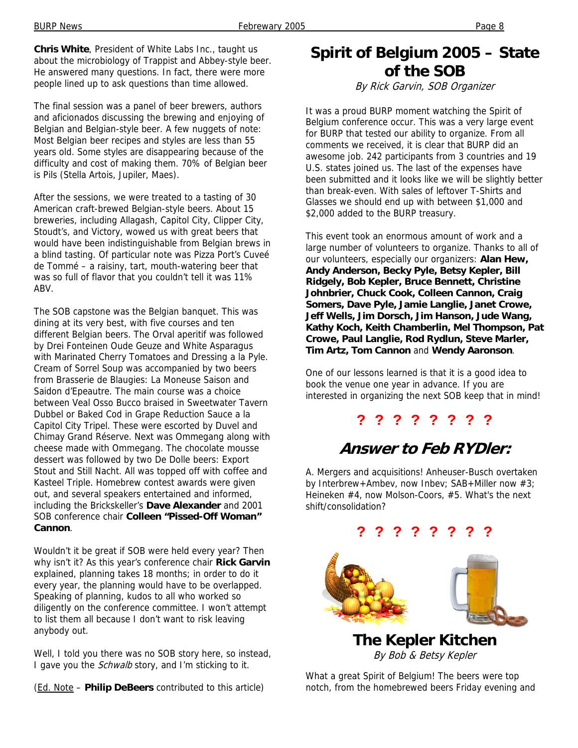**Chris White**, President of White Labs Inc., taught us about the microbiology of Trappist and Abbey-style beer. He answered many questions. In fact, there were more people lined up to ask questions than time allowed.

The final session was a panel of beer brewers, authors and aficionados discussing the brewing and enjoying of Belgian and Belgian-style beer. A few nuggets of note: Most Belgian beer recipes and styles are less than 55 years old. Some styles are disappearing because of the difficulty and cost of making them. 70% of Belgian beer is Pils (Stella Artois, Jupiler, Maes).

After the sessions, we were treated to a tasting of 30 American craft-brewed Belgian-style beers. About 15 breweries, including Allagash, Capitol City, Clipper City, Stoudt's, and Victory, wowed us with great beers that would have been indistinguishable from Belgian brews in a blind tasting. Of particular note was Pizza Port's Cuveé de Tommé – a raisiny, tart, mouth-watering beer that was so full of flavor that you couldn't tell it was 11% ABV.

The SOB capstone was the Belgian banquet. This was dining at its very best, with five courses and ten different Belgian beers. The Orval aperitif was followed by Drei Fonteinen Oude Geuze and White Asparagus with Marinated Cherry Tomatoes and Dressing a la Pyle. Cream of Sorrel Soup was accompanied by two beers from Brasserie de Blaugies: La Moneuse Saison and Saidon d'Epeautre. The main course was a choice between Veal Osso Bucco braised in Sweetwater Tavern Dubbel or Baked Cod in Grape Reduction Sauce a la Capitol City Tripel. These were escorted by Duvel and Chimay Grand Réserve. Next was Ommegang along with cheese made with Ommegang. The chocolate mousse dessert was followed by two De Dolle beers: Export Stout and Still Nacht. All was topped off with coffee and Kasteel Triple. Homebrew contest awards were given out, and several speakers entertained and informed, including the Brickskeller's **Dave Alexander** and 2001 SOB conference chair **Colleen "Pissed-Off Woman" Cannon**.

Wouldn't it be great if SOB were held every year? Then why isn't it? As this year's conference chair **Rick Garvin** explained, planning takes 18 months; in order to do it every year, the planning would have to be overlapped. Speaking of planning, kudos to all who worked so diligently on the conference committee. I won't attempt to list them all because I don't want to risk leaving anybody out.

Well, I told you there was no SOB story here, so instead, I gave you the *Schwalb* story, and I'm sticking to it.

(Ed. Note – **Philip DeBeers** contributed to this article)

## Spirit of Belgium 2005 – State of the SOB

*By Rick Garvin, SOB Organizer*

It was a proud BURP moment watching the Spirit of Belgium conference occur. This was a very large event for BURP that tested our ability to organize. From all comments we received, it is clear that BURP did an awesome job. 242 participants from 3 countries and 19 U.S. states joined us. The last of the expenses have been submitted and it looks like we will be slightly better than break-even. With sales of leftover T-Shirts and Glasses we should end up with between $1,000 and $2,000 added to the BURP treasury.

This event took an enormous amount of work and a large number of volunteers to organize. Thanks to all of our volunteers, especially our organizers: **Alan Hew, Andy Anderson, Becky Pyle, Betsy Kepler, Bill Ridgely, Bob Kepler, Bruce Bennett, Christine Johnbrier, Chuck Cook, Colleen Cannon, Craig Somers, Dave Pyle, Jamie Langlie, Janet Crowe, Jeff Wells, Jim Dorsch, Jim Hanson, Jude Wang, Kathy Koch, Keith Chamberlin, Mel Thompson, Pat Crowe, Paul Langlie, Rod Rydlun, Steve Marler, Tim Artz, Tom Cannon** and **Wendy Aaronson**.

One of our lessons learned is that it is a good idea to book the venue one year in advance. If you are interested in organizing the next SOB keep that in mind!

**? ? ? ? ? ? ? ?**

## Answer to Feb RYDler:

A. Mergers and acquisitions! Anheuser-Busch overtaken by Interbrew+Ambev, now Inbev; SAB+Miller now #3; Heineken #4, now Molson-Coors, #5. What's the next shift/consolidation?

**? ? ? ? ? ? ? ?**

## The Kepler Kitchen

*By Bob & Betsy Kepler*

What a great Spirit of Belgium! The beers were top notch, from the homebrewed beers Friday evening and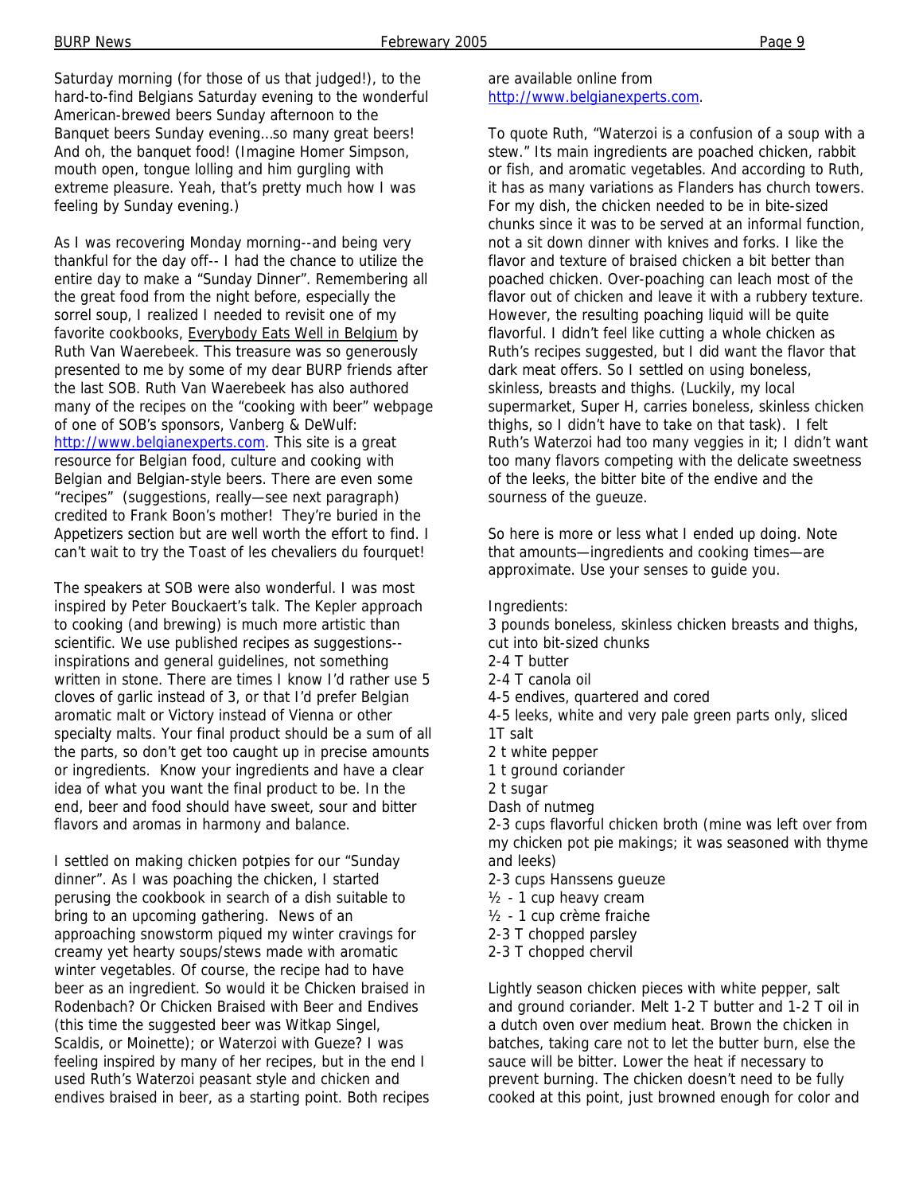Saturday morning (for those of us that judged!), to the hard-to-find Belgians Saturday evening to the wonderful American-brewed beers Sunday afternoon to the Banquet beers Sunday evening…so many great beers! And oh, the banquet food! (Imagine Homer Simpson, mouth open, tongue lolling and him gurgling with extreme pleasure. Yeah, that's pretty much how I was feeling by Sunday evening.)

As I was recovering Monday morning--and being very thankful for the day off-- I had the chance to utilize the entire day to make a "Sunday Dinner". Remembering all the great food from the night before, especially the sorrel soup, I realized I needed to revisit one of my favorite cookbooks, Everybody Eats Well in Belgium by Ruth Van Waerebeek. This treasure was so generously presented to me by some of my dear BURP friends after the last SOB. Ruth Van Waerebeek has also authored many of the recipes on the "cooking with beer" webpage of one of SOB's sponsors, Vanberg & DeWulf: http://www.belgianexperts.com. This site is a great resource for Belgian food, culture and cooking with Belgian and Belgian-style beers. There are even some "recipes" (suggestions, really—see next paragraph) credited to Frank Boon's mother! They're buried in the Appetizers section but are well worth the effort to find. I can't wait to try the Toast of les chevaliers du fourquet!

The speakers at SOB were also wonderful. I was most inspired by Peter Bouckaert's talk. The Kepler approach to cooking (and brewing) is much more artistic than scientific. We use published recipes as suggestions--inspirations and general guidelines, not something written in stone. There are times I know I'd rather use 5 cloves of garlic instead of 3, or that I'd prefer Belgian aromatic malt or Victory instead of Vienna or other specialty malts. Your final product should be a sum of all the parts, so don't get too caught up in precise amounts or ingredients. Know your ingredients and have a clear idea of what you want the final product to be. In the end, beer and food should have sweet, sour and bitter flavors and aromas in harmony and balance.

I settled on making chicken potpies for our "Sunday dinner". As I was poaching the chicken, I started perusing the cookbook in search of a dish suitable to bring to an upcoming gathering. News of an approaching snowstorm piqued my winter cravings for creamy yet hearty soups/stews made with aromatic winter vegetables. Of course, the recipe had to have beer as an ingredient. So would it be Chicken braised in Rodenbach? Or Chicken Braised with Beer and Endives (this time the suggested beer was Witkap Singel, Scaldis, or Moinette); or Waterzoi with Gueze? I was feeling inspired by many of her recipes, but in the end I used Ruth's Waterzoi peasant style and chicken and endives braised in beer, as a starting point. Both recipes are available online from http://www.belgianexperts.com.

To quote Ruth, "Waterzoi is a confusion of a soup with a stew." Its main ingredients are poached chicken, rabbit or fish, and aromatic vegetables. And according to Ruth, it has as many variations as Flanders has church towers. For my dish, the chicken needed to be in bite-sized chunks since it was to be served at an informal function, not a sit down dinner with knives and forks. I like the flavor and texture of braised chicken a bit better than poached chicken. Over-poaching can leach most of the flavor out of chicken and leave it with a rubbery texture. However, the resulting poaching liquid will be quite flavorful. I didn't feel like cutting a whole chicken as Ruth's recipes suggested, but I did want the flavor that dark meat offers. So I settled on using boneless, skinless, breasts and thighs. (Luckily, my local supermarket, Super H, carries boneless, skinless chicken thighs, so I didn't have to take on that task). I felt Ruth's Waterzoi had too many veggies in it; I didn't want too many flavors competing with the delicate sweetness of the leeks, the bitter bite of the endive and the sourness of the gueuze.

So here is more or less what I ended up doing. Note that amounts—ingredients and cooking times—are approximate. Use your senses to guide you.

Ingredients:

3 pounds boneless, skinless chicken breasts and thighs, cut into bit-sized chunks  
2-4 T butter  
2-4 T canola oil  
4-5 endives, quartered and cored  
4-5 leeks, white and very pale green parts only, sliced  
1T salt  
2 t white pepper  
1 t ground coriander  
2 t sugar  
Dash of nutmeg  
2-3 cups flavorful chicken broth (mine was left over from my chicken pot pie makings; it was seasoned with thyme and leeks)  
2-3 cups Hanssens gueuze  
½ - 1 cup heavy cream  
½ - 1 cup crème fraiche  
2-3 T chopped parsley  
2-3 T chopped chervil

Lightly season chicken pieces with white pepper, salt and ground coriander. Melt 1-2 T butter and 1-2 T oil in a dutch oven over medium heat. Brown the chicken in batches, taking care not to let the butter burn, else the sauce will be bitter. Lower the heat if necessary to prevent burning. The chicken doesn't need to be fully cooked at this point, just browned enough for color and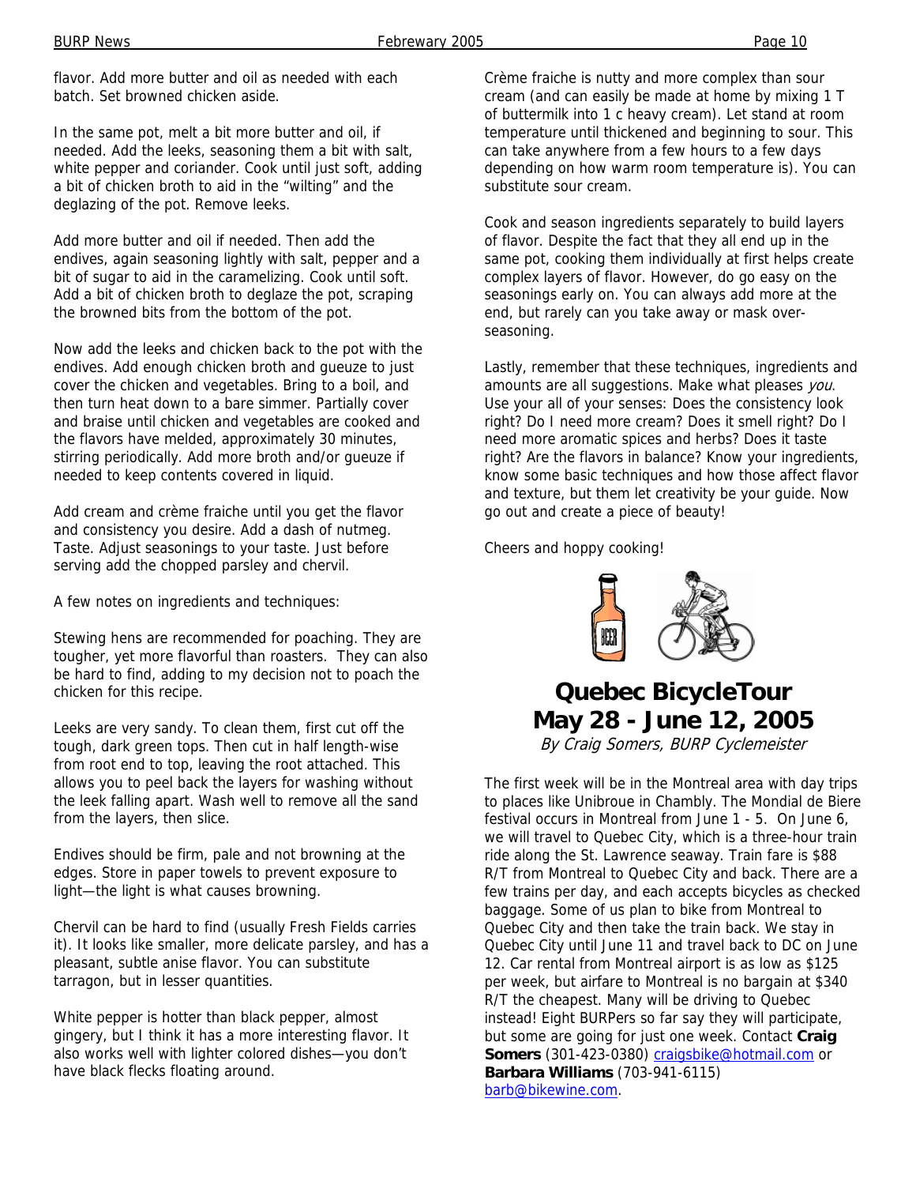flavor. Add more butter and oil as needed with each batch. Set browned chicken aside.

In the same pot, melt a bit more butter and oil, if needed. Add the leeks, seasoning them a bit with salt, white pepper and coriander. Cook until just soft, adding a bit of chicken broth to aid in the "wilting" and the deglazing of the pot. Remove leeks.

Add more butter and oil if needed. Then add the endives, again seasoning lightly with salt, pepper and a bit of sugar to aid in the caramelizing. Cook until soft. Add a bit of chicken broth to deglaze the pot, scraping the browned bits from the bottom of the pot.

Now add the leeks and chicken back to the pot with the endives. Add enough chicken broth and gueuze to just cover the chicken and vegetables. Bring to a boil, and then turn heat down to a bare simmer. Partially cover and braise until chicken and vegetables are cooked and the flavors have melded, approximately 30 minutes, stirring periodically. Add more broth and/or gueuze if needed to keep contents covered in liquid.

Add cream and crème fraiche until you get the flavor and consistency you desire. Add a dash of nutmeg. Taste. Adjust seasonings to your taste. Just before serving add the chopped parsley and chervil.

A few notes on ingredients and techniques:

Stewing hens are recommended for poaching. They are tougher, yet more flavorful than roasters. They can also be hard to find, adding to my decision not to poach the chicken for this recipe.

Leeks are very sandy. To clean them, first cut off the tough, dark green tops. Then cut in half length-wise from root end to top, leaving the root attached. This allows you to peel back the layers for washing without the leek falling apart. Wash well to remove all the sand from the layers, then slice.

Endives should be firm, pale and not browning at the edges. Store in paper towels to prevent exposure to light—the light is what causes browning.

Chervil can be hard to find (usually Fresh Fields carries it). It looks like smaller, more delicate parsley, and has a pleasant, subtle anise flavor. You can substitute tarragon, but in lesser quantities.

White pepper is hotter than black pepper, almost gingery, but I think it has a more interesting flavor. It also works well with lighter colored dishes—you don't have black flecks floating around.

Crème fraiche is nutty and more complex than sour cream (and can easily be made at home by mixing 1 T of buttermilk into 1 c heavy cream). Let stand at room temperature until thickened and beginning to sour. This can take anywhere from a few hours to a few days depending on how warm room temperature is). You can substitute sour cream.

Cook and season ingredients separately to build layers of flavor. Despite the fact that they all end up in the same pot, cooking them individually at first helps create complex layers of flavor. However, do go easy on the seasonings early on. You can always add more at the end, but rarely can you take away or mask over-seasoning.

Lastly, remember that these techniques, ingredients and amounts are all suggestions. Make what pleases *you*. Use your all of your senses: Does the consistency look right? Do I need more cream? Does it smell right? Do I need more aromatic spices and herbs? Does it taste right? Are the flavors in balance? Know your ingredients, know some basic techniques and how those affect flavor and texture, but them let creativity be your guide. Now go out and create a piece of beauty!

Cheers and hoppy cooking!

# Quebec BicycleTour May 28 - June 12, 2005

*By Craig Somers, BURP Cyclemeister*

The first week will be in the Montreal area with day trips to places like Unibroue in Chambly. The Mondial de Biere festival occurs in Montreal from June 1 - 5. On June 6, we will travel to Quebec City, which is a three-hour train ride along the St. Lawrence seaway. Train fare is $88 R/T from Montreal to Quebec City and back. There are a few trains per day, and each accepts bicycles as checked baggage. Some of us plan to bike from Montreal to Quebec City and then take the train back. We stay in Quebec City until June 11 and travel back to DC on June 12. Car rental from Montreal airport is as low as $125 per week, but airfare to Montreal is no bargain at $340 R/T the cheapest. Many will be driving to Quebec instead! Eight BURPers so far say they will participate, but some are going for just one week. Contact **Craig Somers** (301-423-0380) craigsbike@hotmail.com or **Barbara Williams** (703-941-6115) barb@bikewine.com.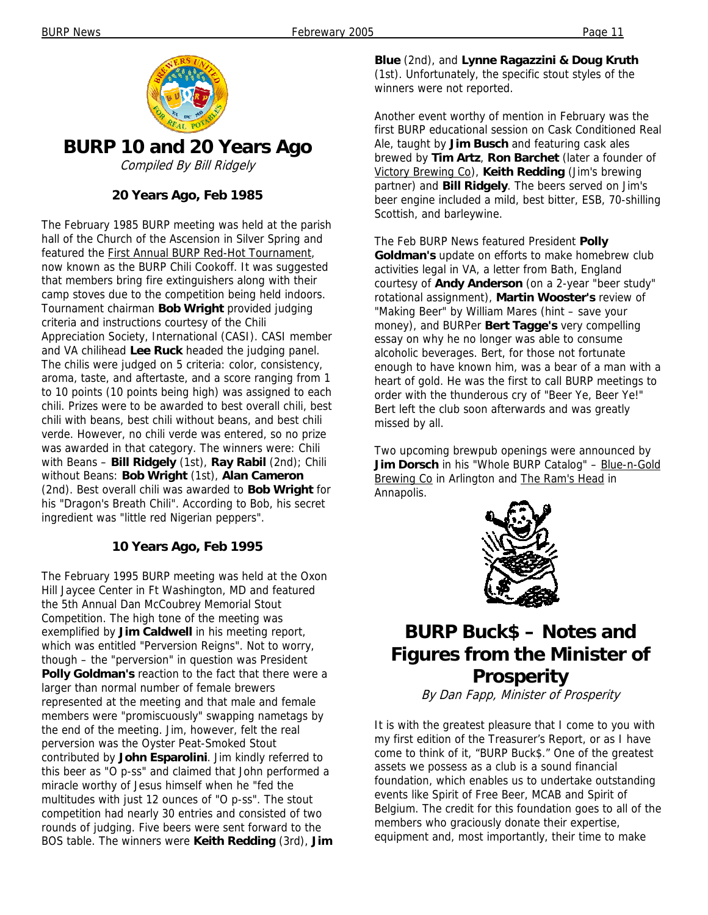# BURP 10 and 20 Years Ago

*Compiled By Bill Ridgely*

### 20 Years Ago, Feb 1985

The February 1985 BURP meeting was held at the parish hall of the Church of the Ascension in Silver Spring and featured the First Annual BURP Red-Hot Tournament, now known as the BURP Chili Cookoff. It was suggested that members bring fire extinguishers along with their camp stoves due to the competition being held indoors. Tournament chairman **Bob Wright** provided judging criteria and instructions courtesy of the Chili Appreciation Society, International (CASI). CASI member and VA chilihead **Lee Ruck** headed the judging panel. The chilis were judged on 5 criteria: color, consistency, aroma, taste, and aftertaste, and a score ranging from 1 to 10 points (10 points being high) was assigned to each chili. Prizes were to be awarded to best overall chili, best chili with beans, best chili without beans, and best chili verde. However, no chili verde was entered, so no prize was awarded in that category. The winners were: Chili with Beans – **Bill Ridgely** (1st), **Ray Rabil** (2nd); Chili without Beans: **Bob Wright** (1st), **Alan Cameron** (2nd). Best overall chili was awarded to **Bob Wright** for his "Dragon's Breath Chili". According to Bob, his secret ingredient was "little red Nigerian peppers".

### 10 Years Ago, Feb 1995

The February 1995 BURP meeting was held at the Oxon Hill Jaycee Center in Ft Washington, MD and featured the 5th Annual Dan McCoubrey Memorial Stout Competition. The high tone of the meeting was exemplified by **Jim Caldwell** in his meeting report, which was entitled "Perversion Reigns". Not to worry, though – the "perversion" in question was President **Polly Goldman's** reaction to the fact that there were a larger than normal number of female brewers represented at the meeting and that male and female members were "promiscuously" swapping nametags by the end of the meeting. Jim, however, felt the real perversion was the Oyster Peat-Smoked Stout contributed by **John Esparolini**. Jim kindly referred to this beer as "O p-ss" and claimed that John performed a miracle worthy of Jesus himself when he "fed the multitudes with just 12 ounces of "O p-ss". The stout competition had nearly 30 entries and consisted of two rounds of judging. Five beers were sent forward to the BOS table. The winners were **Keith Redding** (3rd), **Jim Blue** (2nd), and **Lynne Ragazzini & Doug Kruth** (1st). Unfortunately, the specific stout styles of the winners were not reported.

Another event worthy of mention in February was the first BURP educational session on Cask Conditioned Real Ale, taught by **Jim Busch** and featuring cask ales brewed by **Tim Artz**, **Ron Barchet** (later a founder of Victory Brewing Co), **Keith Redding** (Jim's brewing partner) and **Bill Ridgely**. The beers served on Jim's beer engine included a mild, best bitter, ESB, 70-shilling Scottish, and barleywine.

The Feb BURP News featured President **Polly Goldman's** update on efforts to make homebrew club activities legal in VA, a letter from Bath, England courtesy of **Andy Anderson** (on a 2-year "beer study" rotational assignment), **Martin Wooster's** review of "Making Beer" by William Mares (hint – save your money), and BURPer **Bert Tagge's** very compelling essay on why he no longer was able to consume alcoholic beverages. Bert, for those not fortunate enough to have known him, was a bear of a man with a heart of gold. He was the first to call BURP meetings to order with the thunderous cry of "Beer Ye, Beer Ye!" Bert left the club soon afterwards and was greatly missed by all.

Two upcoming brewpub openings were announced by **Jim Dorsch** in his "Whole BURP Catalog" – Blue-n-Gold Brewing Co in Arlington and The Ram's Head in Annapolis.

# BURP Buck$ – Notes and Figures from the Minister of Prosperity

*By Dan Fapp, Minister of Prosperity*

It is with the greatest pleasure that I come to you with my first edition of the Treasurer's Report, or as I have come to think of it, "BURP Buck$." One of the greatest assets we possess as a club is a sound financial foundation, which enables us to undertake outstanding events like Spirit of Free Beer, MCAB and Spirit of Belgium. The credit for this foundation goes to all of the members who graciously donate their expertise, equipment and, most importantly, their time to make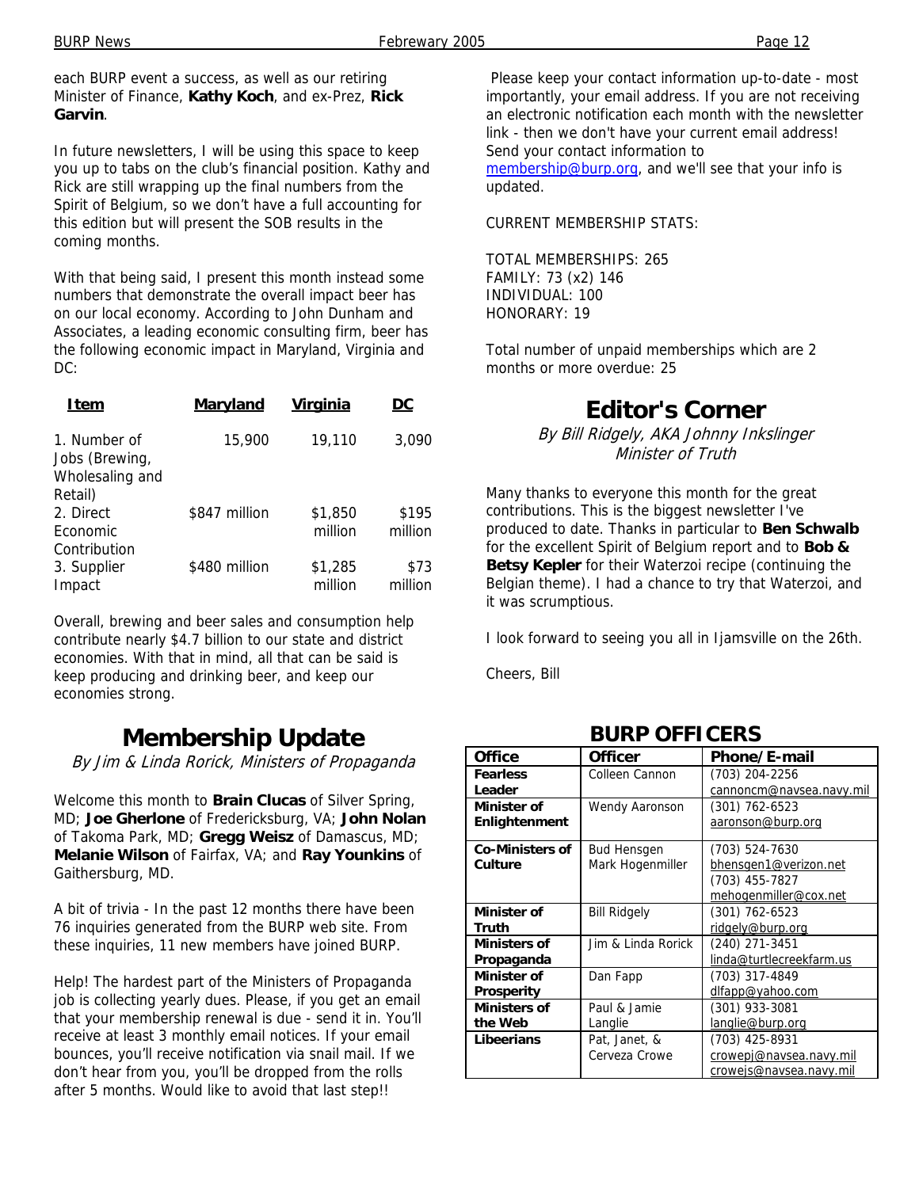each BURP event a success, as well as our retiring Minister of Finance, **Kathy Koch**, and ex-Prez, **Rick Garvin**.

In future newsletters, I will be using this space to keep you up to tabs on the club's financial position. Kathy and Rick are still wrapping up the final numbers from the Spirit of Belgium, so we don't have a full accounting for this edition but will present the SOB results in the coming months.

With that being said, I present this month instead some numbers that demonstrate the overall impact beer has on our local economy. According to John Dunham and Associates, a leading economic consulting firm, beer has the following economic impact in Maryland, Virginia and DC:

| Item | Maryland | Virginia | DC |
|---|---|---|---|
| 1. Number of Jobs (Brewing, Wholesaling and Retail) | 15,900 | 19,110 | 3,090 |
| 2. Direct Economic Contribution | $847 million | $1,850 million | $195 million |
| 3. Supplier Impact | $480 million | $1,285 million | $73 million |

Overall, brewing and beer sales and consumption help contribute nearly $4.7 billion to our state and district economies. With that in mind, all that can be said is keep producing and drinking beer, and keep our economies strong.

# Membership Update

*By Jim & Linda Rorick, Ministers of Propaganda*

Welcome this month to **Brain Clucas** of Silver Spring, MD; **Joe Gherlone** of Fredericksburg, VA; **John Nolan** of Takoma Park, MD; **Gregg Weisz** of Damascus, MD; **Melanie Wilson** of Fairfax, VA; and **Ray Younkins** of Gaithersburg, MD.

A bit of trivia - In the past 12 months there have been 76 inquiries generated from the BURP web site. From these inquiries, 11 new members have joined BURP.

Help! The hardest part of the Ministers of Propaganda job is collecting yearly dues. Please, if you get an email that your membership renewal is due - send it in. You'll receive at least 3 monthly email notices. If your email bounces, you'll receive notification via snail mail. If we don't hear from you, you'll be dropped from the rolls after 5 months. Would like to avoid that last step!!

Please keep your contact information up-to-date - most importantly, your email address. If you are not receiving an electronic notification each month with the newsletter link - then we don't have your current email address! Send your contact information to membership@burp.org, and we'll see that your info is updated.

CURRENT MEMBERSHIP STATS:

TOTAL MEMBERSHIPS: 265
FAMILY: 73 (x2) 146
INDIVIDUAL: 100
HONORARY: 19

Total number of unpaid memberships which are 2 months or more overdue: 25

# Editor's Corner

*By Bill Ridgely, AKA Johnny Inkslinger*
*Minister of Truth*

Many thanks to everyone this month for the great contributions. This is the biggest newsletter I've produced to date. Thanks in particular to **Ben Schwalb** for the excellent Spirit of Belgium report and to **Bob & Betsy Kepler** for their Waterzoi recipe (continuing the Belgian theme). I had a chance to try that Waterzoi, and it was scrumptious.

I look forward to seeing you all in Ijamsville on the 26th.

Cheers, Bill

## BURP OFFICERS

| Office | Officer | Phone/E-mail |
|---|---|---|
| **Fearless Leader** | Colleen Cannon | (703) 204-2256 cannoncm@navsea.navy.mil |
| **Minister of Enlightenment** | Wendy Aaronson | (301) 762-6523 aaronson@burp.org |
| **Co-Ministers of Culture** | Bud Hensgen Mark Hogenmiller | (703) 524-7630 bhensgen1@verizon.net (703) 455-7827 mehogenmiller@cox.net |
| **Minister of Truth** | Bill Ridgely | (301) 762-6523 ridgely@burp.org |
| **Ministers of Propaganda** | Jim & Linda Rorick | (240) 271-3451 linda@turtlecreekfarm.us |
| **Minister of Prosperity** | Dan Fapp | (703) 317-4849 dlfapp@yahoo.com |
| **Ministers of the Web** | Paul & Jamie Langlie | (301) 933-3081 langlie@burp.org |
| **Libeerians** | Pat, Janet, & Cerveza Crowe | (703) 425-8931 crowepj@navsea.navy.mil crowejs@navsea.navy.mil |